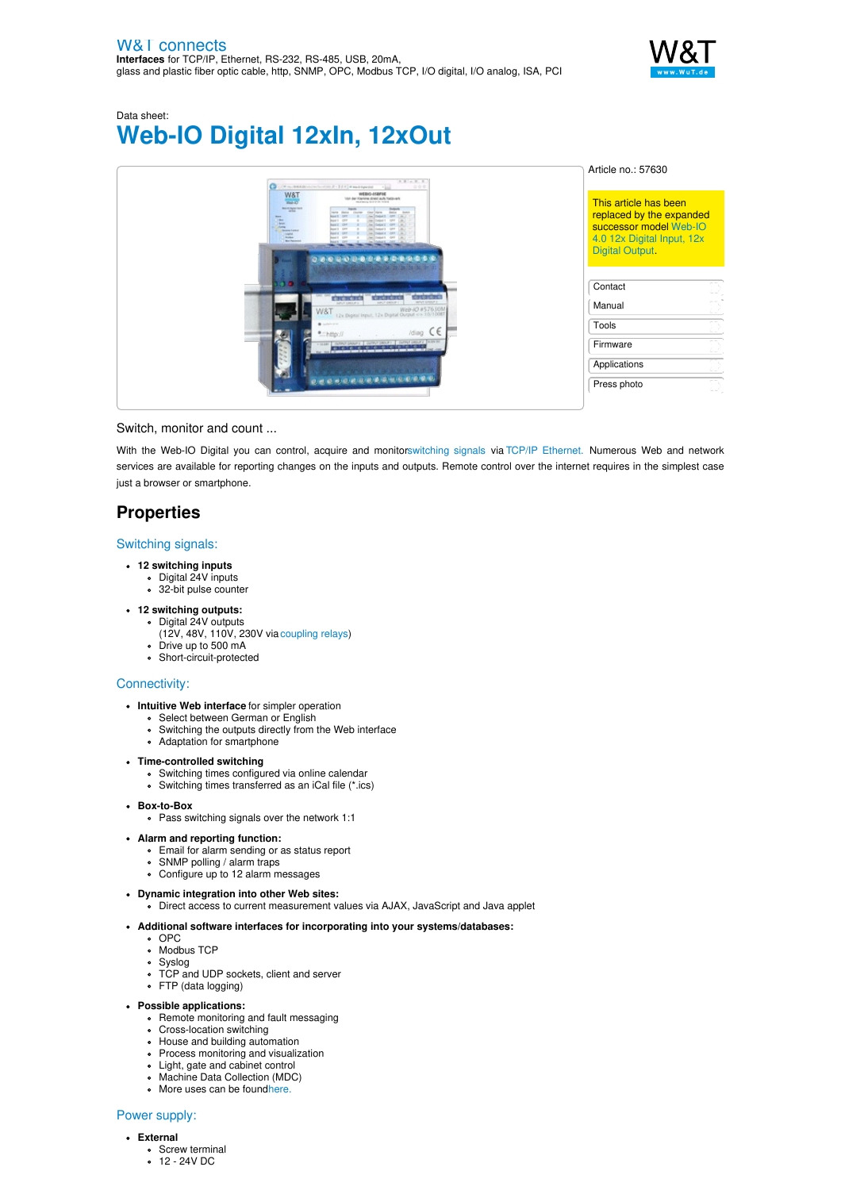W&T connects

**Interfaces** for TCP/IP, Ethernet, RS-232, RS-485, USB, 20mA, glass and plastic fiber optic cable, http, SNMP, OPC, Modbus TCP, I/O digital, I/O analog, ISA, PCI

Data sheet:

# Web-IO Digital 12xIn, 12xOut

Article no.: 57630

This article has been replaced by the expanded successor model Web-IO 4.0 12x Digital Input, 12x Digital Output.

- Contact
- Manual
- Tools
- Firmware
- Applications
- Press photo

Switch, monitor and count ...

With the Web-IO Digital you can control, acquire and monitor switching signals via TCP/IP Ethernet. Numerous Web and network services are available for reporting changes on the inputs and outputs. Remote control over the internet requires in the simplest case just a browser or smartphone.

## Properties

### Switching signals:

- **12 switching inputs**
  - Digital 24V inputs
  - 32-bit pulse counter
- **12 switching outputs:**
  - Digital 24V outputs (12V, 48V, 110V, 230V via coupling relays)
  - Drive up to 500 mA
  - Short-circuit-protected

### Connectivity:

- **Intuitive Web interface** for simpler operation
  - Select between German or English
  - Switching the outputs directly from the Web interface
  - Adaptation for smartphone
- **Time-controlled switching**
  - Switching times configured via online calendar
  - Switching times transferred as an iCal file (*.ics)
- **Box-to-Box**
  - Pass switching signals over the network 1:1
- **Alarm and reporting function:**
  - Email for alarm sending or as status report
  - SNMP polling / alarm traps
  - Configure up to 12 alarm messages
- **Dynamic integration into other Web sites:**
  - Direct access to current measurement values via AJAX, JavaScript and Java applet
- **Additional software interfaces for incorporating into your systems/databases:**
  - OPC
  - Modbus TCP
  - Syslog
  - TCP and UDP sockets, client and server
  - FTP (data logging)
- **Possible applications:**
  - Remote monitoring and fault messaging
  - Cross-location switching
  - House and building automation
  - Process monitoring and visualization
  - Light, gate and cabinet control
  - Machine Data Collection (MDC)
  - More uses can be found here.

### Power supply:

- **External**
  - Screw terminal
  - 12 - 24V DC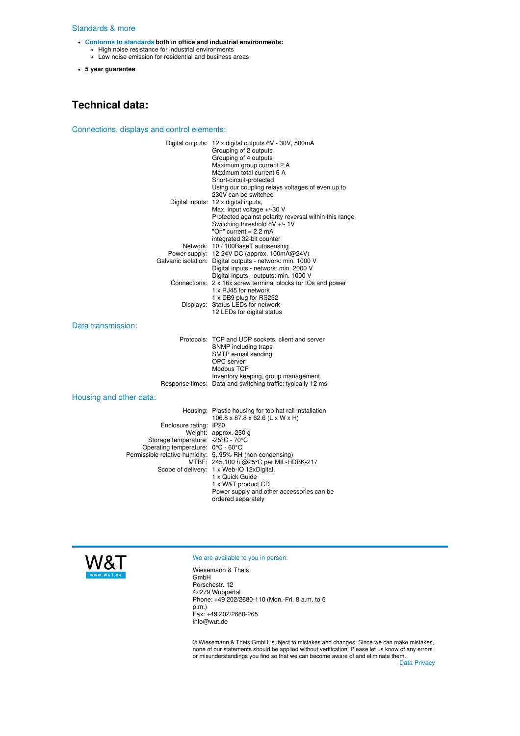## Standards & more

- **Conforms to standards both in office and industrial environments:**
  - High noise resistance for industrial environments
  - Low noise emission for residential and business areas
- **5 year guarantee**

# Technical data:

## Connections, displays and control elements:

| | |
|---|---|
| Digital outputs: | 12 x digital outputs 6V - 30V, 500mA<br>Grouping of 2 outputs<br>Grouping of 4 outputs<br>Maximum group current 2 A<br>Maximum total current 6 A<br>Short-circuit-protected<br>Using our coupling relays voltages of even up to 230V can be switched |
| Digital inputs: | 12 x digital inputs,<br>Max. input voltage +/-30 V<br>Protected against polarity reversal within this range<br>Switching threshold 8V +/- 1V<br>"On" current = 2.2 mA<br>integrated 32-bit counter |
| Network: | 10 / 100BaseT autosensing |
| Power supply: | 12-24V DC (approx. 100mA@24V) |
| Galvanic isolation: | Digital outputs - network: min. 1000 V<br>Digital inputs - network: min. 2000 V<br>Digital inputs - outputs: min. 1000 V |
| Connections: | 2 x 16x screw terminal blocks for IOs and power<br>1 x RJ45 for network<br>1 x DB9 plug for RS232 |
| Displays: | Status LEDs for network<br>12 LEDs for digital status |

## Data transmission:

| | |
|---|---|
| Protocols: | TCP and UDP sockets, client and server<br>SNMP including traps<br>SMTP e-mail sending<br>OPC server<br>Modbus TCP<br>Inventory keeping, group management |
| Response times: | Data and switching traffic: typically 12 ms |

## Housing and other data:

| | |
|---|---|
| Housing: | Plastic housing for top hat rail installation<br>106.8 x 87.8 x 62.6 (L x W x H) |
| Enclosure rating: | IP20 |
| Weight: | approx. 250 g |
| Storage temperature: | -25°C - 70°C |
| Operating temperature: | 0°C - 60°C |
| Permissible relative humidity: | 5..95% RH (non-condensing) |
| MTBF: | 245,100 h @25°C per MIL-HDBK-217 |
| Scope of delivery: | 1 x Web-IO 12xDigital,<br>1 x Quick Guide<br>1 x W&T product CD<br>Power supply and other accessories can be ordered separately |

W&T
www.WuT.de

We are available to you in person:

Wiesemann & Theis GmbH
Porschestr. 12
42279 Wuppertal
Phone: +49 202/2680-110 (Mon.-Fri. 8 a.m. to 5 p.m.)
Fax: +49 202/2680-265
info@wut.de

© Wiesemann & Theis GmbH, subject to mistakes and changes: Since we can make mistakes, none of our statements should be applied without verification. Please let us know of any errors or misunderstandings you find so that we can become aware of and eliminate them.

Data Privacy